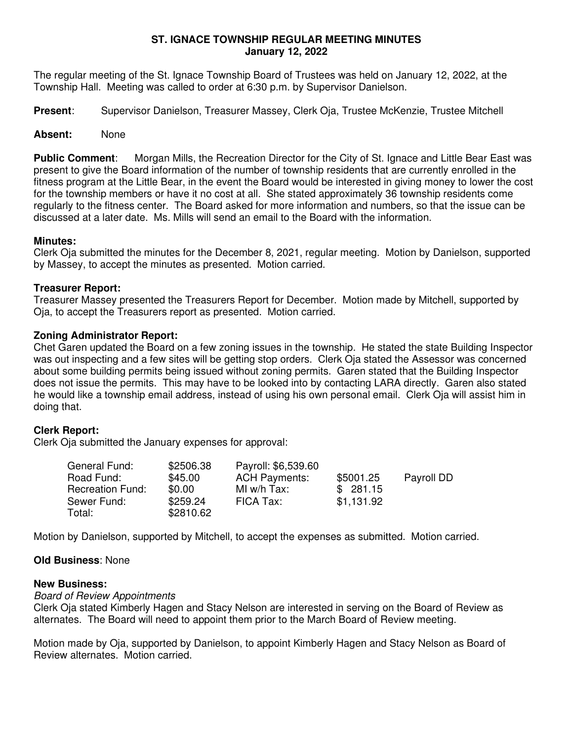# ST. IGNACE TOWNSHIP REGULAR MEETING MINUTES
## January 12, 2022

The regular meeting of the St. Ignace Township Board of Trustees was held on January 12, 2022, at the Township Hall. Meeting was called to order at 6:30 p.m. by Supervisor Danielson.

**Present**: Supervisor Danielson, Treasurer Massey, Clerk Oja, Trustee McKenzie, Trustee Mitchell

**Absent:** None

**Public Comment**: Morgan Mills, the Recreation Director for the City of St. Ignace and Little Bear East was present to give the Board information of the number of township residents that are currently enrolled in the fitness program at the Little Bear, in the event the Board would be interested in giving money to lower the cost for the township members or have it no cost at all. She stated approximately 36 township residents come regularly to the fitness center. The Board asked for more information and numbers, so that the issue can be discussed at a later date. Ms. Mills will send an email to the Board with the information.

**Minutes:**

Clerk Oja submitted the minutes for the December 8, 2021, regular meeting. Motion by Danielson, supported by Massey, to accept the minutes as presented. Motion carried.

**Treasurer Report:**

Treasurer Massey presented the Treasurers Report for December. Motion made by Mitchell, supported by Oja, to accept the Treasurers report as presented. Motion carried.

**Zoning Administrator Report:**

Chet Garen updated the Board on a few zoning issues in the township. He stated the state Building Inspector was out inspecting and a few sites will be getting stop orders. Clerk Oja stated the Assessor was concerned about some building permits being issued without zoning permits. Garen stated that the Building Inspector does not issue the permits. This may have to be looked into by contacting LARA directly. Garen also stated he would like a township email address, instead of using his own personal email. Clerk Oja will assist him in doing that.

**Clerk Report:**

Clerk Oja submitted the January expenses for approval:

| | | | | |
|---|---|---|---|---|
| General Fund: | $2506.38 | Payroll: $6,539.60 | | |
| Road Fund: | $45.00 | ACH Payments: | $5001.25 | Payroll DD |
| Recreation Fund: | $0.00 | MI w/h Tax: | $ 281.15 | |
| Sewer Fund: | $259.24 | FICA Tax: | $1,131.92 | |
| Total: | $2810.62 | | | |

Motion by Danielson, supported by Mitchell, to accept the expenses as submitted. Motion carried.

**Old Business**: None

**New Business:**

*Board of Review Appointments*

Clerk Oja stated Kimberly Hagen and Stacy Nelson are interested in serving on the Board of Review as alternates. The Board will need to appoint them prior to the March Board of Review meeting.

Motion made by Oja, supported by Danielson, to appoint Kimberly Hagen and Stacy Nelson as Board of Review alternates. Motion carried.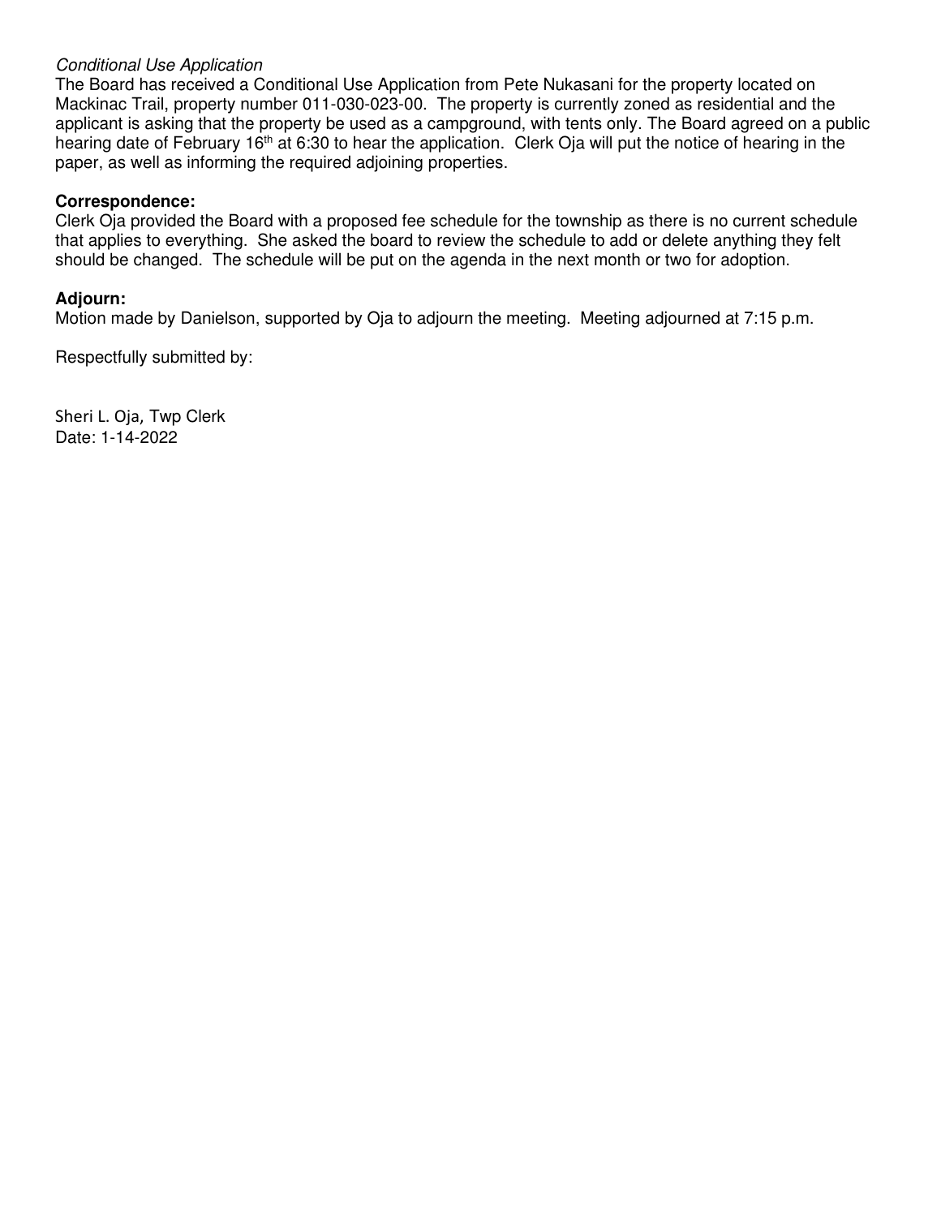*Conditional Use Application*
The Board has received a Conditional Use Application from Pete Nukasani for the property located on Mackinac Trail, property number 011-030-023-00. The property is currently zoned as residential and the applicant is asking that the property be used as a campground, with tents only. The Board agreed on a public hearing date of February 16th at 6:30 to hear the application. Clerk Oja will put the notice of hearing in the paper, as well as informing the required adjoining properties.

**Correspondence:**
Clerk Oja provided the Board with a proposed fee schedule for the township as there is no current schedule that applies to everything. She asked the board to review the schedule to add or delete anything they felt should be changed. The schedule will be put on the agenda in the next month or two for adoption.

**Adjourn:**
Motion made by Danielson, supported by Oja to adjourn the meeting. Meeting adjourned at 7:15 p.m.

Respectfully submitted by:

Sheri L. Oja, Twp Clerk
Date: 1-14-2022